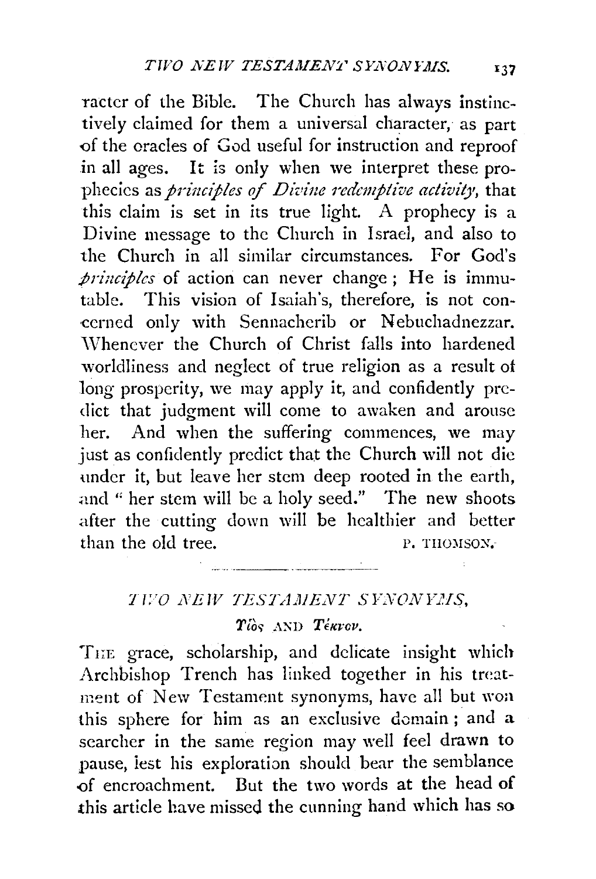racter of the Bible. The Church has always instinctively claimed for them a universal character, as part of the oracles of God useful for instruction and reproof in all ages. It is only when we interpret these prophecies as *principles of Divine redemptive activity*, that this claim is set in its true light. A prophecy is a Divine message to the Church in Israel, and also to the Church in all similar circumstances. For God's *principles* of action can never change; He is immutable. This vision of Isaiah's, therefore, is not concerned only with Sennacherib or Nebuchadnezzar. Whenever the Church of Christ falls into hardened worldliness and neglect of true religion as a result of long prosperity, we may apply it, and confidently predict that judgment will come to awaken and arouse her. And when the suffering commences, we may just as confidently predict that the Church will not die under it, but leave her stem deep rooted in the earth, and "her stem will be a holy seed." The new shoots after the cutting down will be healthier and better than the old tree.

P. THOMSON.

---

## *TWO NEW TESTAMENT SYNONYMS,*

### *Υἱὸς* AND *Τέκνον.*

THE grace, scholarship, and delicate insight which Archbishop Trench has linked together in his treatment of New Testament synonyms, have all but won this sphere for him as an exclusive domain; and a searcher in the same region may well feel drawn to pause, lest his exploration should bear the semblance of encroachment. But the two words at the head of this article have missed the cunning hand which has so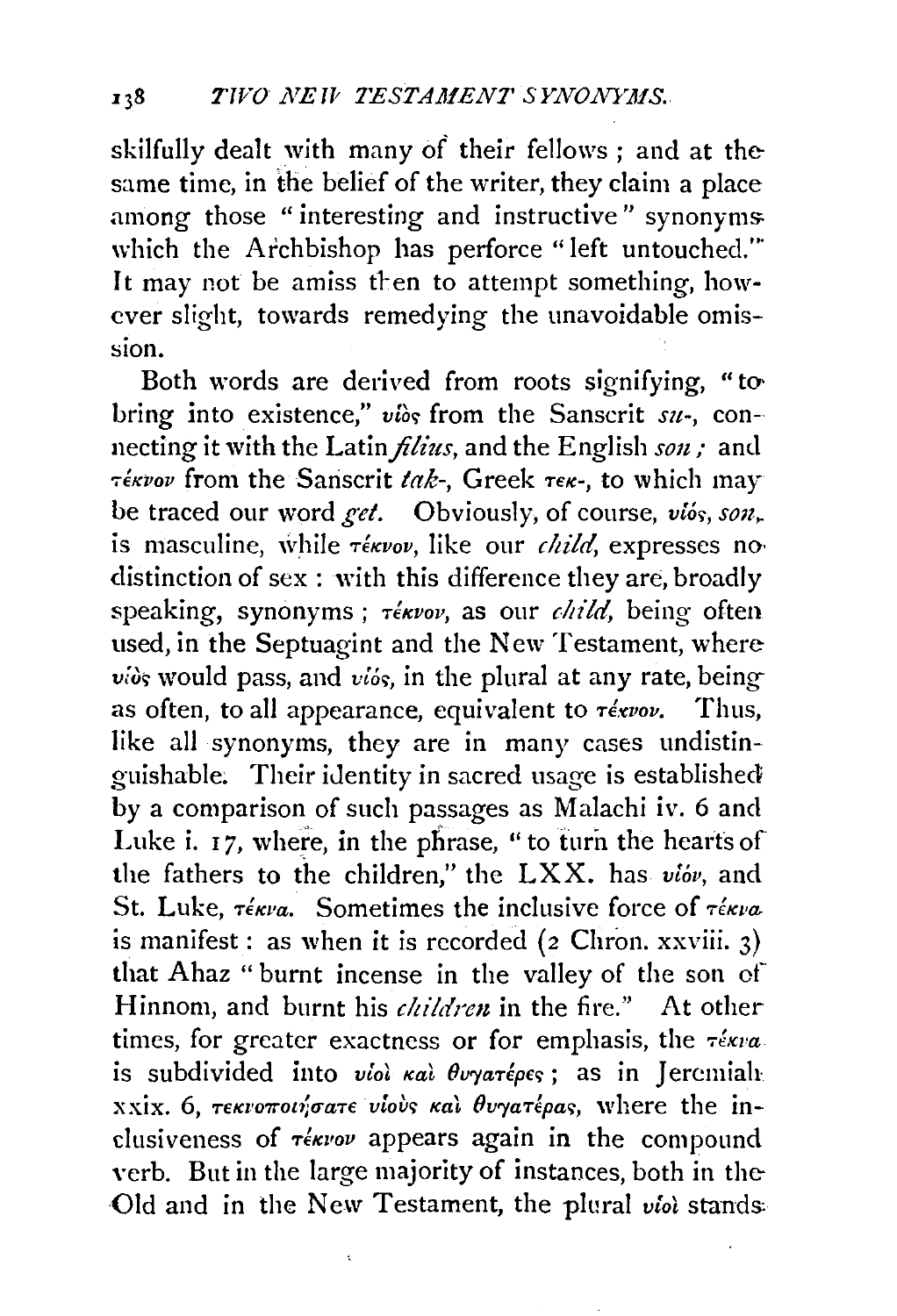skilfully dealt with many of their fellows; and at the same time, in the belief of the writer, they claim a place among those "interesting and instructive" synonyms which the Archbishop has perforce "left untouched." It may not be amiss then to attempt something, however slight, towards remedying the unavoidable omission.

Both words are derived from roots signifying, "to bring into existence," υἱὸς from the Sanscrit *su-*, connecting it with the Latin *filius*, and the English *son;* and τέκνον from the Sanscrit *tak-*, Greek τεκ-, to which may be traced our word *get.* Obviously, of course, υἱός, *son*, is masculine, while τέκνον, like our *child*, expresses no distinction of sex: with this difference they are, broadly speaking, synonyms; τέκνον, as our *child*, being often used, in the Septuagint and the New Testament, where υἱὸς would pass, and υἱός, in the plural at any rate, being as often, to all appearance, equivalent to τέκνον. Thus, like all synonyms, they are in many cases undistinguishable. Their identity in sacred usage is established by a comparison of such passages as Malachi iv. 6 and Luke i. 17, where, in the phrase, "to turn the hearts of the fathers to the children," the LXX. has υἱόν, and St. Luke, τέκνα. Sometimes the inclusive force of τέκνα is manifest: as when it is recorded (2 Chron. xxviii. 3) that Ahaz "burnt incense in the valley of the son of Hinnom, and burnt his *children* in the fire." At other times, for greater exactness or for emphasis, the τέκνα is subdivided into υἱοὶ καὶ θυγατέρες; as in Jeremiah xxix. 6, τεκνοποιήσατε υἱοὺς καὶ θυγατέρας, where the inclusiveness of τέκνον appears again in the compound verb. But in the large majority of instances, both in the Old and in the New Testament, the plural υἱοὶ stands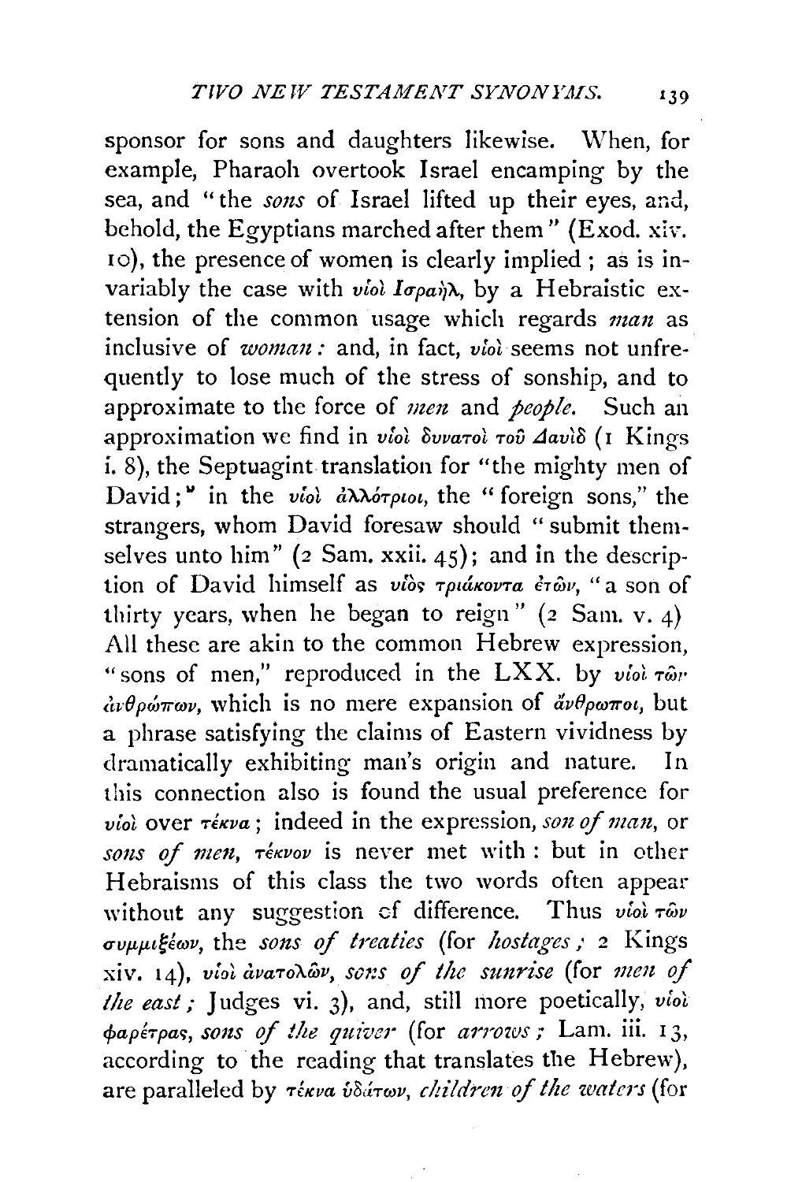sponsor for sons and daughters likewise. When, for example, Pharaoh overtook Israel encamping by the sea, and "the *sons* of Israel lifted up their eyes, and, behold, the Egyptians marched after them" (Exod. xiv. 10), the presence of women is clearly implied; as is invariably the case with υἱοὶ Ἰσραήλ, by a Hebraistic extension of the common usage which regards *man* as inclusive of *woman*: and, in fact, υἱοὶ seems not unfrequently to lose much of the stress of sonship, and to approximate to the force of *men* and *people*. Such an approximation we find in υἱοὶ δυνατοὶ τοῦ Δαυὶδ (1 Kings i. 8), the Septuagint translation for "the mighty men of David;" in the υἱοὶ ἀλλότριοι, the "foreign sons," the strangers, whom David foresaw should "submit themselves unto him" (2 Sam. xxii. 45); and in the description of David himself as υἱὸς τριάκοντα ἐτῶν, "a son of thirty years, when he began to reign" (2 Sam. v. 4) All these are akin to the common Hebrew expression, "sons of men," reproduced in the LXX. by υἱοὶ τῶν ἀνθρώπων, which is no mere expansion of ἄνθρωποι, but a phrase satisfying the claims of Eastern vividness by dramatically exhibiting man's origin and nature. In this connection also is found the usual preference for υἱοὶ over τέκνα; indeed in the expression, *son of man*, or *sons of men*, τέκνον is never met with: but in other Hebraisms of this class the two words often appear without any suggestion of difference. Thus υἱοὶ τῶν συμμιξέων, the *sons of treaties* (for *hostages*; 2 Kings xiv. 14), υἱοὶ ἀνατολῶν, *sons of the sunrise* (for *men of the east*; Judges vi. 3), and, still more poetically, υἱοὶ φαρέτρας, *sons of the quiver* (for *arrows*; Lam. iii. 13, according to the reading that translates the Hebrew), are paralleled by τέκνα ὑδάτων, *children of the waters* (for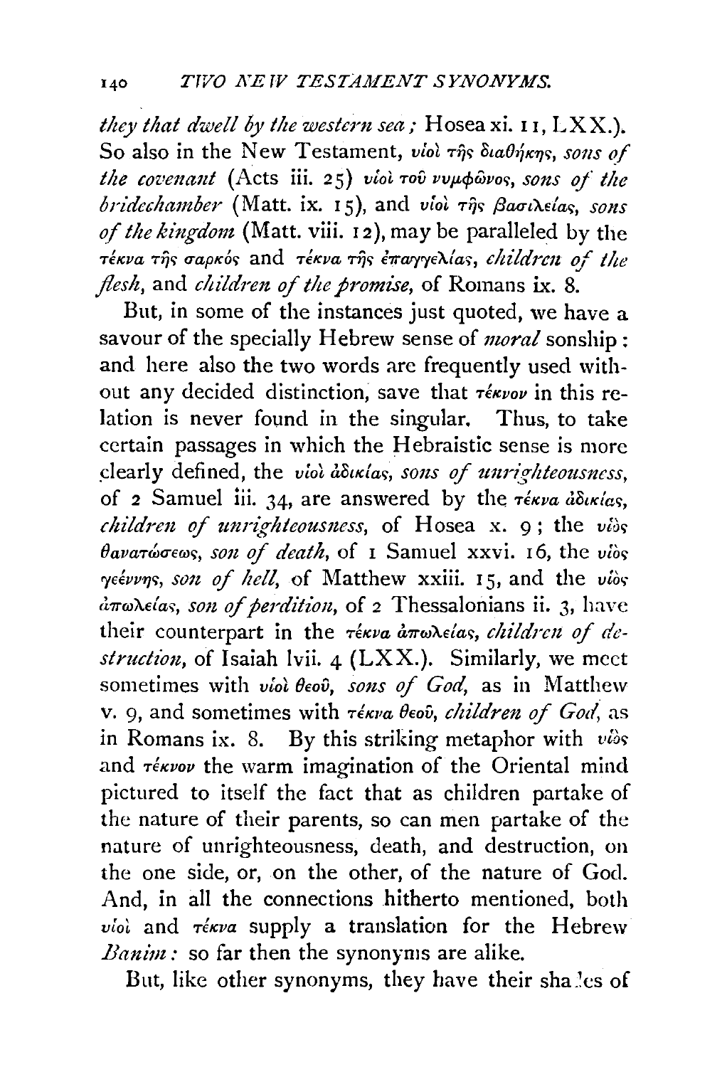*they that dwell by the western sea;* Hosea xi. 11, LXX.). So also in the New Testament, *υἱοὶ τῆς διαθήκης, sons of the covenant* (Acts iii. 25) *υἱοὶ τοῦ νυμφῶνος, sons of the bridechamber* (Matt. ix. 15), and *υἱοὶ τῆς βασιλείας, sons of the kingdom* (Matt. viii. 12), may be paralleled by the *τέκνα τῆς σαρκός* and *τέκνα τῆς ἐπαγγελίας, children of the flesh,* and *children of the promise,* of Romans ix. 8.

But, in some of the instances just quoted, we have a savour of the specially Hebrew sense of *moral* sonship: and here also the two words are frequently used without any decided distinction, save that *τέκνον* in this relation is never found in the singular. Thus, to take certain passages in which the Hebraistic sense is more clearly defined, the *υἱοὶ ἀδικίας, sons of unrighteousness,* of 2 Samuel iii. 34, are answered by the *τέκνα ἀδικίας, children of unrighteousness,* of Hosea x. 9; the *υἱὸς θανατώσεως, son of death,* of 1 Samuel xxvi. 16, the *υἱὸς γεέννης, son of hell,* of Matthew xxiii. 15, and the *υἱὸς ἀπωλείας, son of perdition,* of 2 Thessalonians ii. 3, have their counterpart in the *τέκνα ἀπωλείας, children of destruction,* of Isaiah lvii. 4 (LXX.). Similarly, we meet sometimes with *υἱοὶ θεοῦ, sons of God,* as in Matthew v. 9, and sometimes with *τέκνα θεοῦ, children of God,* as in Romans ix. 8. By this striking metaphor with *υἱὸς* and *τέκνον* the warm imagination of the Oriental mind pictured to itself the fact that as children partake of the nature of their parents, so can men partake of the nature of unrighteousness, death, and destruction, on the one side, or, on the other, of the nature of God. And, in all the connections hitherto mentioned, both *υἱοὶ* and *τέκνα* supply a translation for the Hebrew *Banim:* so far then the synonyms are alike.

But, like other synonyms, they have their shades of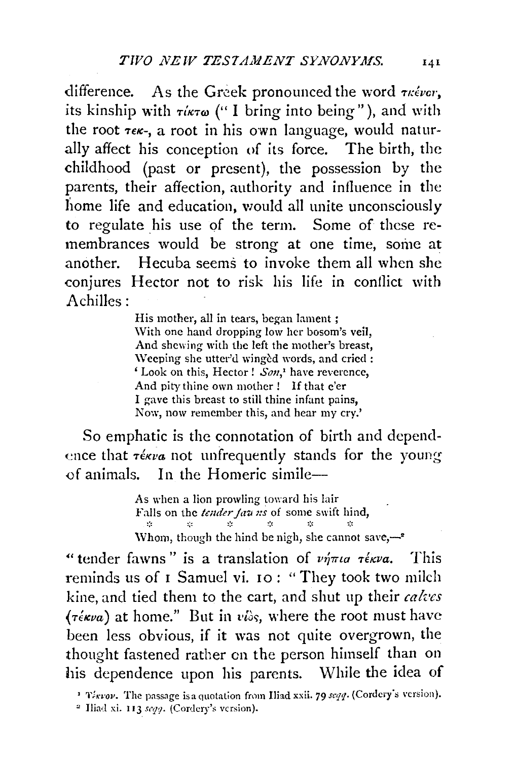difference. As the Greek pronounced the word τκένον, its kinship with τίκτω ("I bring into being"), and with the root τεκ-, a root in his own language, would naturally affect his conception of its force. The birth, the childhood (past or present), the possession by the parents, their affection, authority and influence in the home life and education, would all unite unconsciously to regulate his use of the term. Some of these remembrances would be strong at one time, some at another. Hecuba seems to invoke them all when she conjures Hector not to risk his life in conflict with Achilles:

> His mother, all in tears, began lament;
> With one hand dropping low her bosom's veil,
> And shewing with the left the mother's breast,
> Weeping she utter'd wingèd words, and cried:
> 'Look on this, Hector! *Son*,[1] have reverence,
> And pity thine own mother! If that e'er
> I gave this breast to still thine infant pains,
> Now, now remember this, and hear my cry.'

So emphatic is the connotation of birth and dependence that τέκνα not unfrequently stands for the young of animals. In the Homeric simile—

> As when a lion prowling toward his lair
> Falls on the *tender fawns* of some swift hind,
> \* \* \* \* \* \*
> Whom, though the hind be nigh, she cannot save,—[2]

"tender fawns" is a translation of νήπια τέκνα. This reminds us of 1 Samuel vi. 10: "They took two milch kine, and tied them to the cart, and shut up their *calves* (τέκνα) at home." But in υἱὸς, where the root must have been less obvious, if it was not quite overgrown, the thought fastened rather on the person himself than on his dependence upon his parents. While the idea of

[1] Τέκνον. The passage is a quotation from Iliad xxii. 79 *seqq.* (Cordery's version).

[2] Iliad xi. 113 *seqq.* (Cordery's version).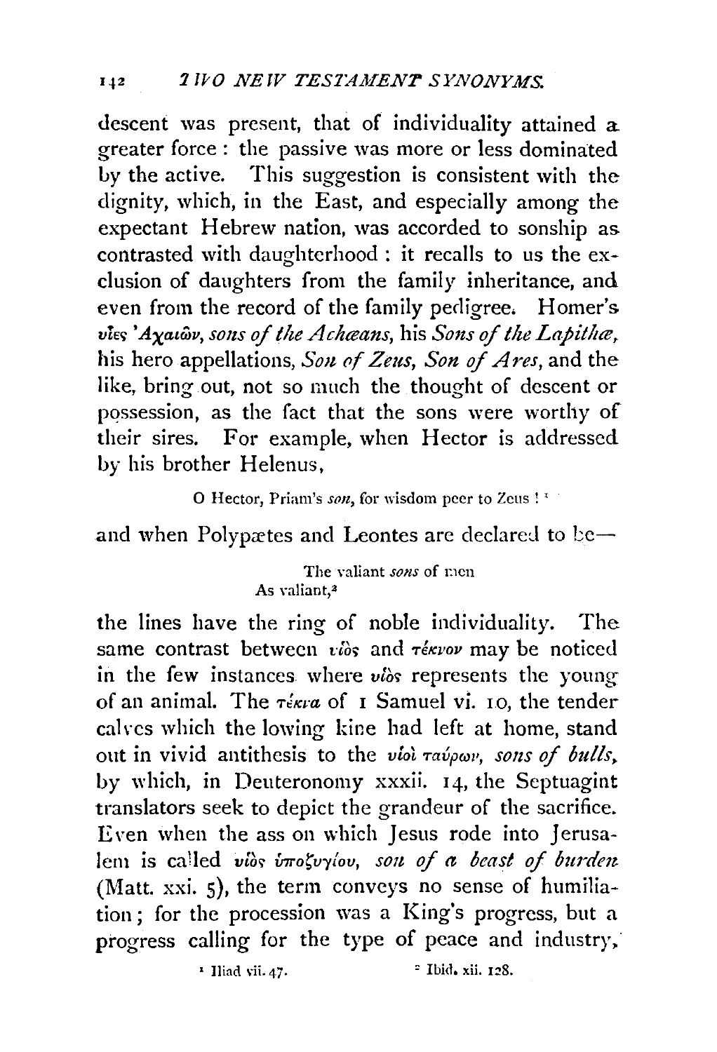descent was present, that of individuality attained a greater force: the passive was more or less dominated by the active. This suggestion is consistent with the dignity, which, in the East, and especially among the expectant Hebrew nation, was accorded to sonship as contrasted with daughterhood: it recalls to us the exclusion of daughters from the family inheritance, and even from the record of the family pedigree. Homer's υἷες Ἀχαιῶν, *sons of the Achæans*, his *Sons of the Lapithæ*, his hero appellations, *Son of Zeus*, *Son of Ares*, and the like, bring out, not so much the thought of descent or possession, as the fact that the sons were worthy of their sires. For example, when Hector is addressed by his brother Helenus,

> O Hector, Priam's *son*, for wisdom peer to Zeus! [1]

and when Polypætes and Leontes are declared to be—

> The valiant *sons* of men
> As valiant,[2]

the lines have the ring of noble individuality. The same contrast between υἱὸς and τέκνον may be noticed in the few instances where υἱὸς represents the young of an animal. The τέκνα of 1 Samuel vi. 10, the tender calves which the lowing kine had left at home, stand out in vivid antithesis to the υἱοὶ ταύρων, *sons of bulls*, by which, in Deuteronomy xxxii. 14, the Septuagint translators seek to depict the grandeur of the sacrifice. Even when the ass on which Jesus rode into Jerusalem is called υἱὸς ὑποζυγίου, *son of a beast of burden* (Matt. xxi. 5), the term conveys no sense of humiliation; for the procession was a King's progress, but a progress calling for the type of peace and industry,

[1] Iliad vii. 47.   [2] Ibid. xii. 128.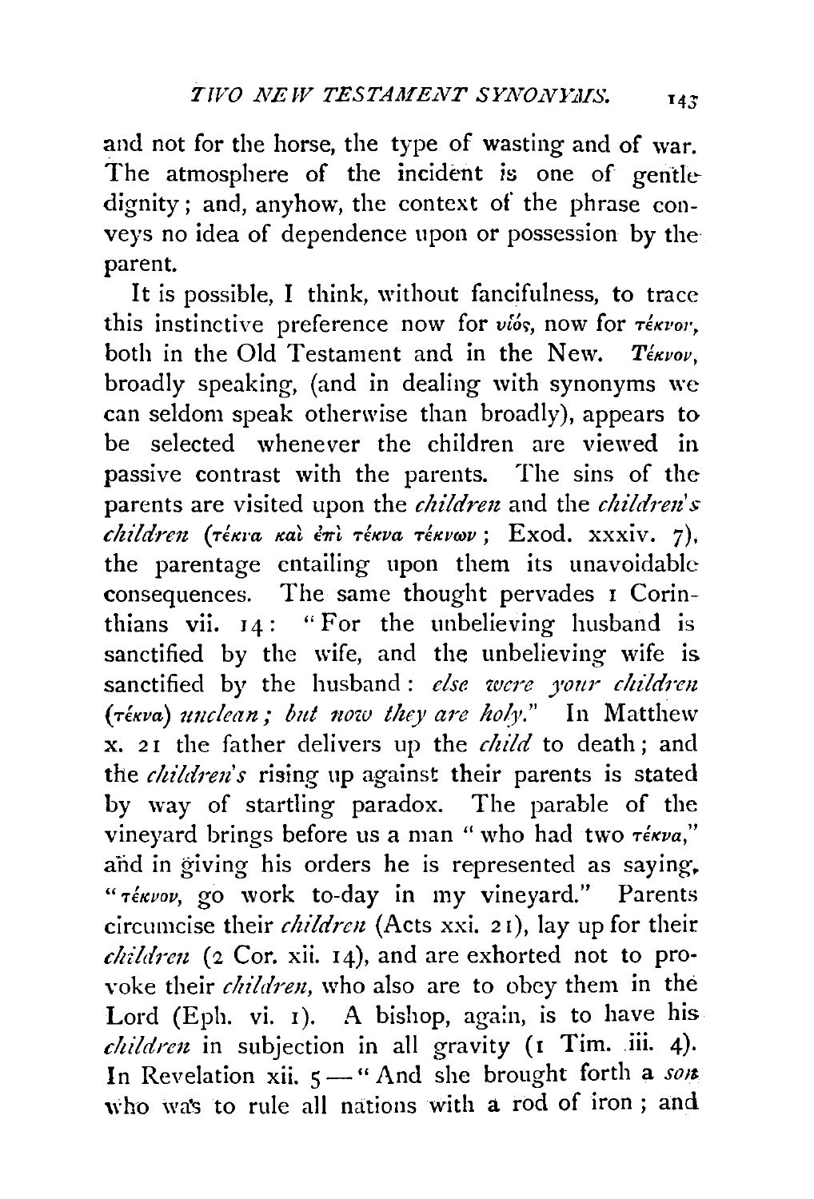and not for the horse, the type of wasting and of war. The atmosphere of the incident is one of gentle dignity; and, anyhow, the context of the phrase conveys no idea of dependence upon or possession by the parent.

It is possible, I think, without fancifulness, to trace this instinctive preference now for υἱός, now for τέκνον, both in the Old Testament and in the New. *Τέκνον*, broadly speaking, (and in dealing with synonyms we can seldom speak otherwise than broadly), appears to be selected whenever the children are viewed in passive contrast with the parents. The sins of the parents are visited upon the *children* and the *children's children* (τέκνα καὶ ἐπὶ τέκνα τέκνων; Exod. xxxiv. 7), the parentage entailing upon them its unavoidable consequences. The same thought pervades 1 Corinthians vii. 14: "For the unbelieving husband is sanctified by the wife, and the unbelieving wife is sanctified by the husband: *else were your children* (τέκνα) *unclean; but now they are holy.*" In Matthew x. 21 the father delivers up the *child* to death; and the *children's* rising up against their parents is stated by way of startling paradox. The parable of the vineyard brings before us a man "who had two τέκνα," and in giving his orders he is represented as saying, "τέκνον, go work to-day in my vineyard." Parents circumcise their *children* (Acts xxi. 21), lay up for their *children* (2 Cor. xii. 14), and are exhorted not to provoke their *children*, who also are to obey them in the Lord (Eph. vi. 1). A bishop, again, is to have his *children* in subjection in all gravity (1 Tim. iii. 4). In Revelation xii. 5 — "And she brought forth a *son* who was to rule all nations with a rod of iron; and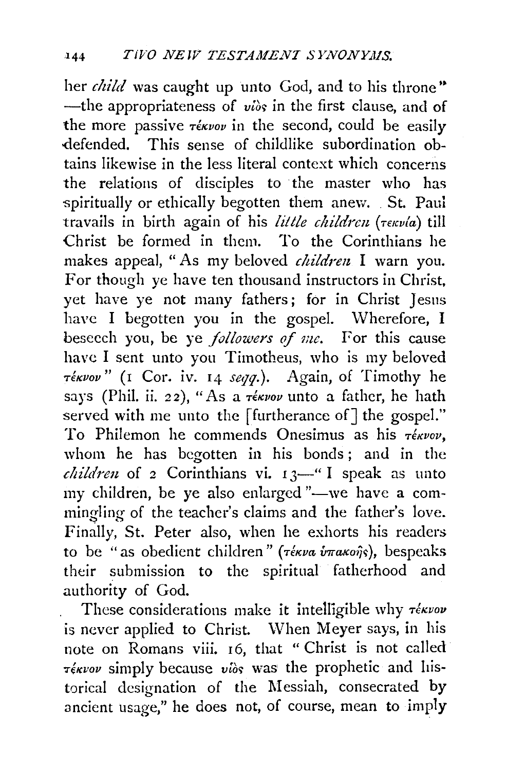her *child* was caught up unto God, and to his throne" —the appropriateness of υἱὸς in the first clause, and of the more passive τέκνον in the second, could be easily defended. This sense of childlike subordination obtains likewise in the less literal context which concerns the relations of disciples to the master who has spiritually or ethically begotten them anew. St. Paul travails in birth again of his *little children* (τεκνία) till Christ be formed in them. To the Corinthians he makes appeal, "As my beloved *children* I warn you. For though ye have ten thousand instructors in Christ, yet have ye not many fathers; for in Christ Jesus have I begotten you in the gospel. Wherefore, I beseech you, be ye *followers of me*. For this cause have I sent unto you Timotheus, who is my beloved τέκνον" (1 Cor. iv. 14 *seqq.*). Again, of Timothy he says (Phil. ii. 22), "As a τέκνον unto a father, he hath served with me unto the [furtherance of] the gospel." To Philemon he commends Onesimus as his τέκνον, whom he has begotten in his bonds; and in the *children* of 2 Corinthians vi. 13—"I speak as unto my children, be ye also enlarged"—we have a commingling of the teacher's claims and the father's love. Finally, St. Peter also, when he exhorts his readers to be "as obedient children" (τέκνα ὑπακοῆς), bespeaks their submission to the spiritual fatherhood and authority of God.

These considerations make it intelligible why τέκνον is never applied to Christ. When Meyer says, in his note on Romans viii. 16, that "Christ is not called τέκνον simply because υἱὸς was the prophetic and historical designation of the Messiah, consecrated by ancient usage," he does not, of course, mean to imply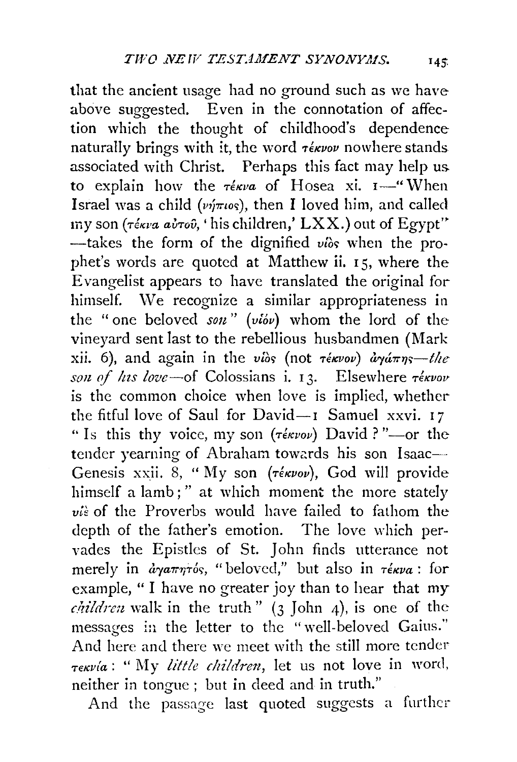that the ancient usage had no ground such as we have above suggested. Even in the connotation of affection which the thought of childhood's dependence naturally brings with it, the word τέκνον nowhere stands associated with Christ. Perhaps this fact may help us to explain how the τέκνα of Hosea xi. 1—"When Israel was a child (νήπιος), then I loved him, and called my son (τέκνα αὐτοῦ, 'his children,' LXX.) out of Egypt"—takes the form of the dignified υἱὸς when the prophet's words are quoted at Matthew ii. 15, where the Evangelist appears to have translated the original for himself. We recognize a similar appropriateness in the "one beloved *son*" (υἱόν) whom the lord of the vineyard sent last to the rebellious husbandmen (Mark xii. 6), and again in the υἱὸς (not τέκνον) ἀγάπης—*the son of his love*—of Colossians i. 13. Elsewhere τέκνον is the common choice when love is implied, whether the fitful love of Saul for David—1 Samuel xxvi. 17 "Is this thy voice, my son (τέκνον) David?"—or the tender yearning of Abraham towards his son Isaac—Genesis xxii. 8, "My son (τέκνον), God will provide himself a lamb;" at which moment the more stately υἱὲ of the Proverbs would have failed to fathom the depth of the father's emotion. The love which pervades the Epistles of St. John finds utterance not merely in ἀγαπητός, "beloved," but also in τέκνα: for example, "I have no greater joy than to hear that my *children* walk in the truth" (3 John 4), is one of the messages in the letter to the "well-beloved Gaius." And here and there we meet with the still more tender τεκνία: "My *little children*, let us not love in word, neither in tongue; but in deed and in truth."

And the passage last quoted suggests a further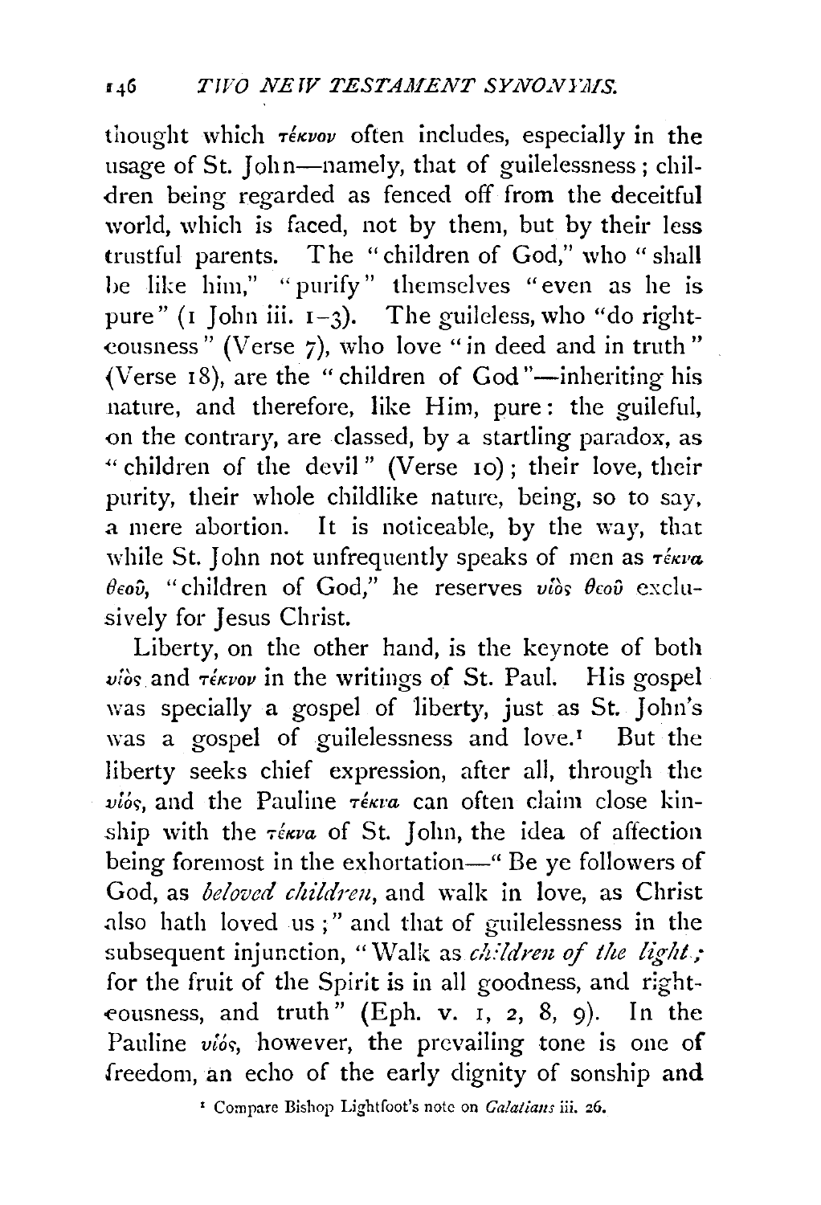thought which τέκνον often includes, especially in the usage of St. John—namely, that of guilelessness; children being regarded as fenced off from the deceitful world, which is faced, not by them, but by their less trustful parents. The "children of God," who "shall be like him," "purify" themselves "even as he is pure" (1 John iii. 1–3). The guileless, who "do righteousness" (Verse 7), who love "in deed and in truth" (Verse 18), are the "children of God"—inheriting his nature, and therefore, like Him, pure: the guileful, on the contrary, are classed, by a startling paradox, as "children of the devil" (Verse 10); their love, their purity, their whole childlike nature, being, so to say, a mere abortion. It is noticeable, by the way, that while St. John not unfrequently speaks of men as τέκνα θεοῦ, "children of God," he reserves υἱὸς θεοῦ exclusively for Jesus Christ.

Liberty, on the other hand, is the keynote of both υἱὸς and τέκνον in the writings of St. Paul. His gospel was specially a gospel of liberty, just as St. John's was a gospel of guilelessness and love.[1] But the liberty seeks chief expression, after all, through the υἱός, and the Pauline τέκνα can often claim close kinship with the τέκνα of St. John, the idea of affection being foremost in the exhortation—"Be ye followers of God, as *beloved children*, and walk in love, as Christ also hath loved us;" and that of guilelessness in the subsequent injunction, "Walk as *children of the light*; for the fruit of the Spirit is in all goodness, and righteousness, and truth" (Eph. v. 1, 2, 8, 9). In the Pauline υἱός, however, the prevailing tone is one of freedom, an echo of the early dignity of sonship and

[1] Compare Bishop Lightfoot's note on *Galatians* iii. 26.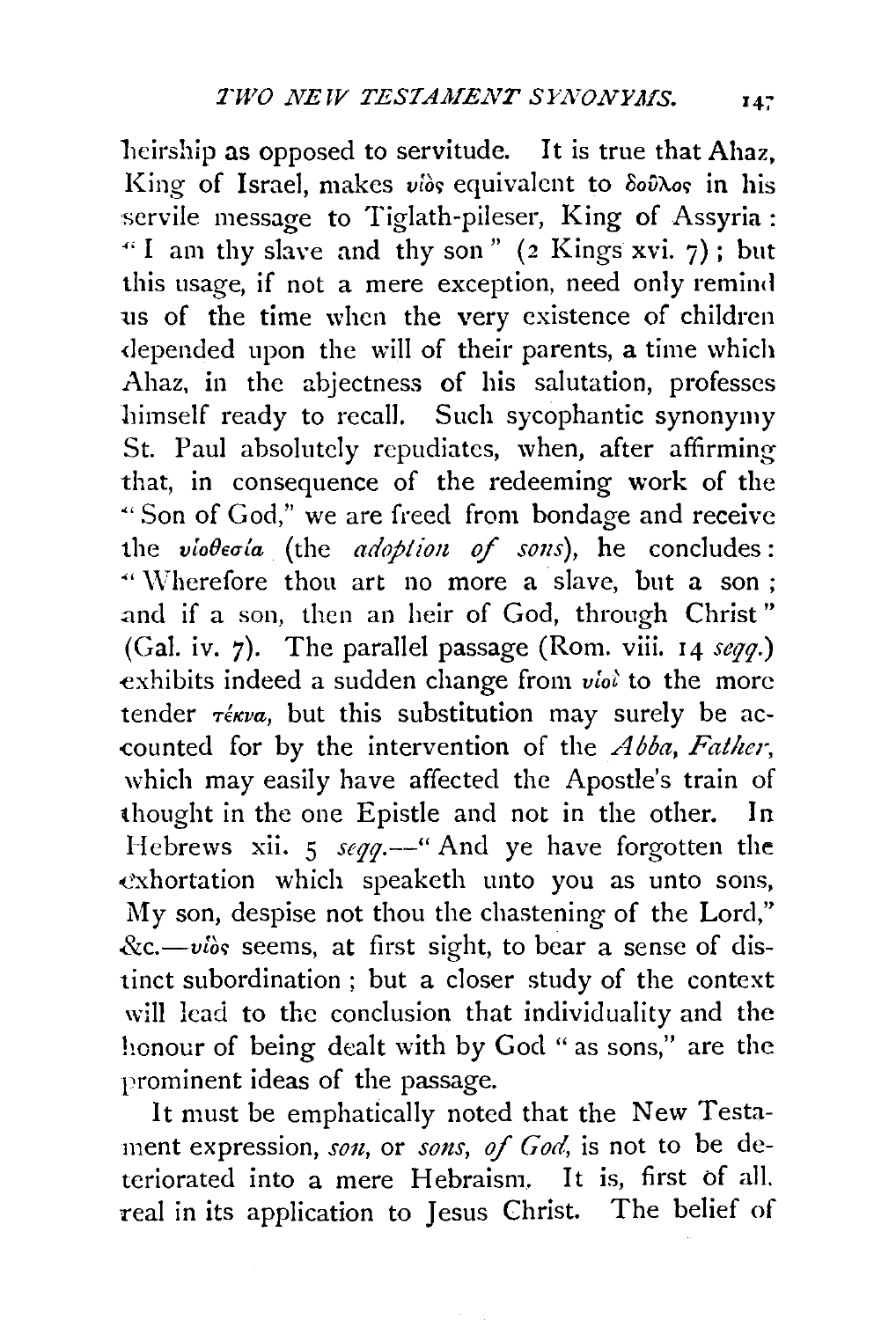heirship as opposed to servitude. It is true that Ahaz, King of Israel, makes υἱὸς equivalent to δοῦλος in his servile message to Tiglath-pileser, King of Assyria: "I am thy slave and thy son" (2 Kings xvi. 7); but this usage, if not a mere exception, need only remind us of the time when the very existence of children depended upon the will of their parents, a time which Ahaz, in the abjectness of his salutation, professes himself ready to recall. Such sycophantic synonymy St. Paul absolutely repudiates, when, after affirming that, in consequence of the redeeming work of the "Son of God," we are freed from bondage and receive the υἱοθεσία (the *adoption of sons*), he concludes: "Wherefore thou art no more a slave, but a son; and if a son, then an heir of God, through Christ" (Gal. iv. 7). The parallel passage (Rom. viii. 14 *seqq.*) exhibits indeed a sudden change from υἱοὶ to the more tender τέκνα, but this substitution may surely be accounted for by the intervention of the *Abba, Father*, which may easily have affected the Apostle's train of thought in the one Epistle and not in the other. In Hebrews xii. 5 *seqq.*—"And ye have forgotten the exhortation which speaketh unto you as unto sons, My son, despise not thou the chastening of the Lord," &c.—υἱὸς seems, at first sight, to bear a sense of distinct subordination; but a closer study of the context will lead to the conclusion that individuality and the honour of being dealt with by God "as sons," are the prominent ideas of the passage.

It must be emphatically noted that the New Testament expression, *son*, or *sons, of God*, is not to be deteriorated into a mere Hebraism. It is, first of all, real in its application to Jesus Christ. The belief of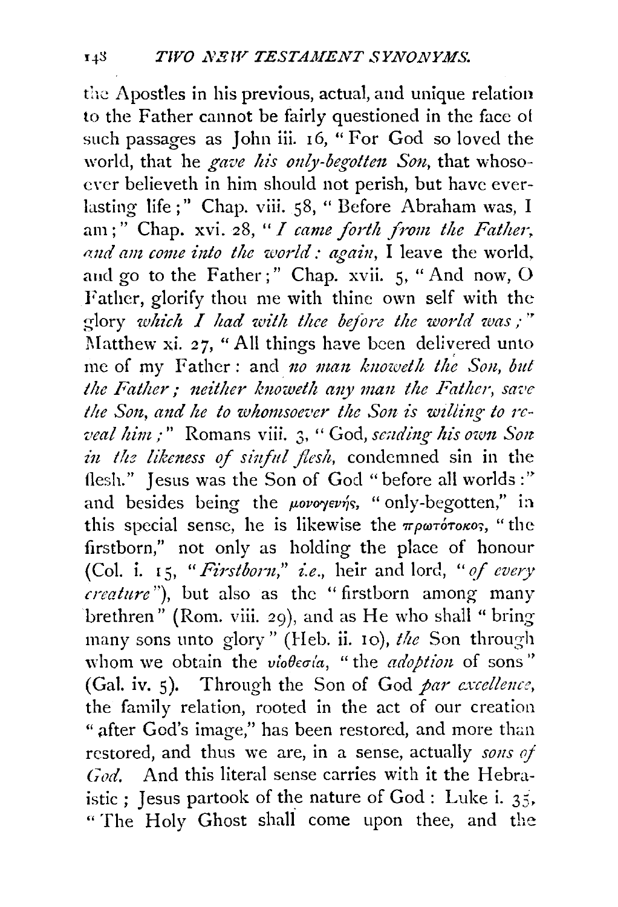the Apostles in his previous, actual, and unique relation to the Father cannot be fairly questioned in the face of such passages as John iii. 16, "For God so loved the world, that he *gave his only-begotten Son*, that whosoever believeth in him should not perish, but have everlasting life;" Chap. viii. 58, "Before Abraham was, I am;" Chap. xvi. 28, "*I came forth from the Father, and am come into the world: again*, I leave the world, and go to the Father;" Chap. xvii. 5, "And now, O Father, glorify thou me with thine own self with the glory *which I had with thee before the world was;*" Matthew xi. 27, "All things have been delivered unto me of my Father: and *no man knoweth the Son, but the Father; neither knoweth any man the Father, save the Son, and he to whomsoever the Son is willing to reveal him;*" Romans viii. 3, "God, *sending his own Son in the likeness of sinful flesh*, condemned sin in the flesh." Jesus was the Son of God "before all worlds:" and besides being the μονογενής, "only-begotten," in this special sense, he is likewise the πρωτότοκος, "the firstborn," not only as holding the place of honour (Col. i. 15, "*Firstborn,*" *i.e.*, heir and lord, "*of every creature*"), but also as the "firstborn among many brethren" (Rom. viii. 29), and as He who shall "bring many sons unto glory" (Heb. ii. 10), *the* Son through whom we obtain the υἱοθεσία, "the *adoption* of sons" (Gal. iv. 5). Through the Son of God *par excellence*, the family relation, rooted in the act of our creation "after God's image," has been restored, and more than restored, and thus we are, in a sense, actually *sons of God*. And this literal sense carries with it the Hebraistic; Jesus partook of the nature of God: Luke i. 35, "The Holy Ghost shall come upon thee, and the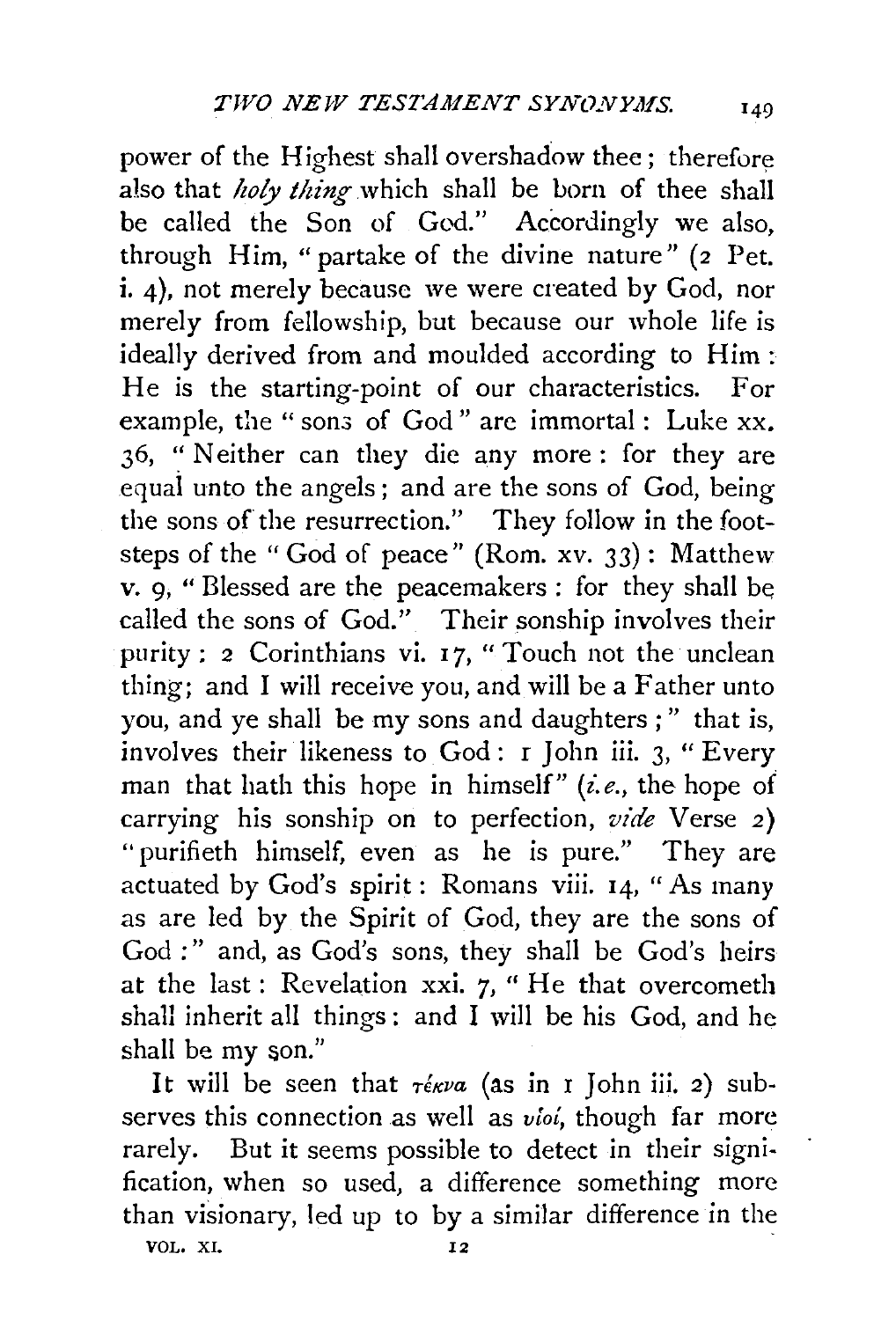power of the Highest shall overshadow thee; therefore also that *holy thing* which shall be born of thee shall be called the Son of God." Accordingly we also, through Him, "partake of the divine nature" (2 Pet. i. 4), not merely because we were created by God, nor merely from fellowship, but because our whole life is ideally derived from and moulded according to Him: He is the starting-point of our characteristics. For example, the "sons of God" are immortal: Luke xx. 36, "Neither can they die any more: for they are equal unto the angels; and are the sons of God, being the sons of the resurrection." They follow in the footsteps of the "God of peace" (Rom. xv. 33): Matthew v. 9, "Blessed are the peacemakers: for they shall be called the sons of God." Their sonship involves their purity: 2 Corinthians vi. 17, "Touch not the unclean thing; and I will receive you, and will be a Father unto you, and ye shall be my sons and daughters;" that is, involves their likeness to God: 1 John iii. 3, "Every man that hath this hope in himself" (*i.e.*, the hope of carrying his sonship on to perfection, *vide* Verse 2) "purifieth himself, even as he is pure." They are actuated by God's spirit: Romans viii. 14, "As many as are led by the Spirit of God, they are the sons of God:" and, as God's sons, they shall be God's heirs at the last: Revelation xxi. 7, "He that overcometh shall inherit all things: and I will be his God, and he shall be my son."

It will be seen that *τέκνα* (as in 1 John iii. 2) subserves this connection as well as *υἱοί*, though far more rarely. But it seems possible to detect in their signification, when so used, a difference something more than visionary, led up to by a similar difference in the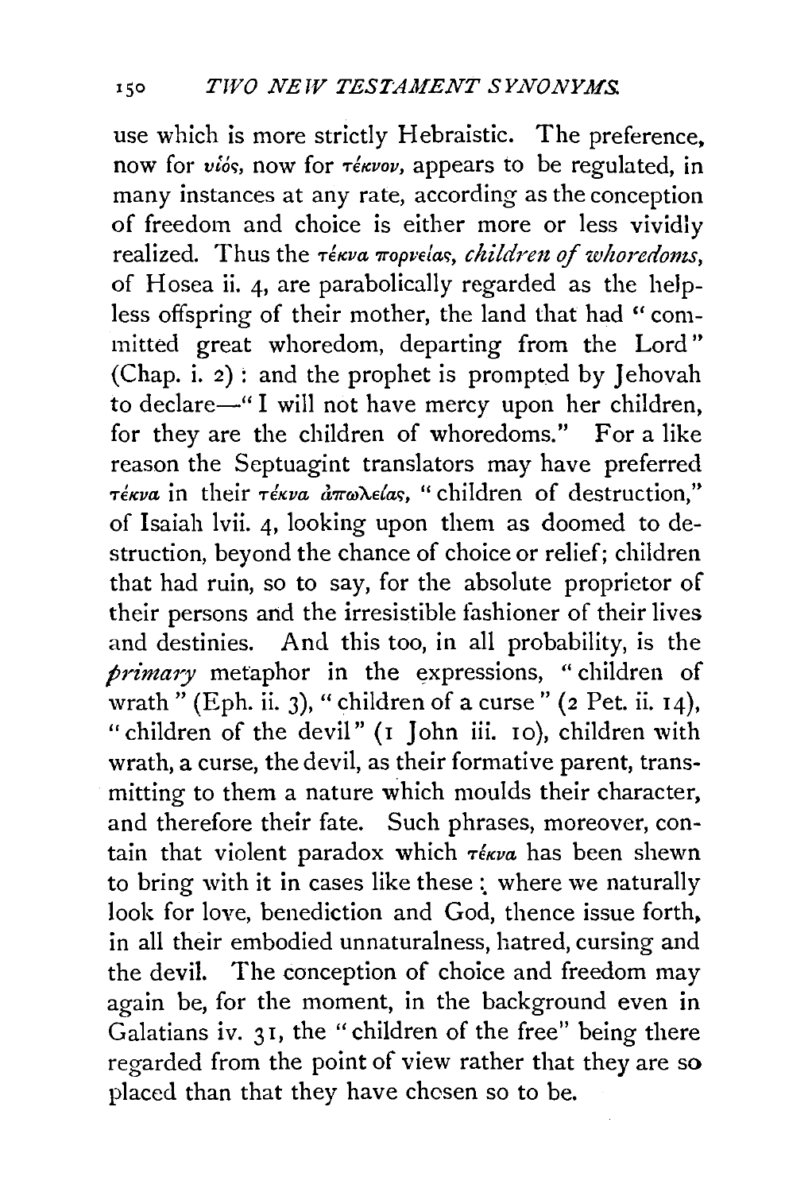use which is more strictly Hebraistic. The preference, now for υἱός, now for τέκνον, appears to be regulated, in many instances at any rate, according as the conception of freedom and choice is either more or less vividly realized. Thus the τέκνα πορνείας, *children of whoredoms*, of Hosea ii. 4, are parabolically regarded as the helpless offspring of their mother, the land that had "committed great whoredom, departing from the Lord" (Chap. i. 2): and the prophet is prompted by Jehovah to declare—"I will not have mercy upon her children, for they are the children of whoredoms." For a like reason the Septuagint translators may have preferred τέκνα in their τέκνα ἀπωλείας, "children of destruction," of Isaiah lvii. 4, looking upon them as doomed to destruction, beyond the chance of choice or relief; children that had ruin, so to say, for the absolute proprietor of their persons and the irresistible fashioner of their lives and destinies. And this too, in all probability, is the *primary* metaphor in the expressions, "children of wrath" (Eph. ii. 3), "children of a curse" (2 Pet. ii. 14), "children of the devil" (1 John iii. 10), children with wrath, a curse, the devil, as their formative parent, transmitting to them a nature which moulds their character, and therefore their fate. Such phrases, moreover, contain that violent paradox which τέκνα has been shewn to bring with it in cases like these: where we naturally look for love, benediction and God, thence issue forth, in all their embodied unnaturalness, hatred, cursing and the devil. The conception of choice and freedom may again be, for the moment, in the background even in Galatians iv. 31, the "children of the free" being there regarded from the point of view rather that they are so placed than that they have chosen so to be.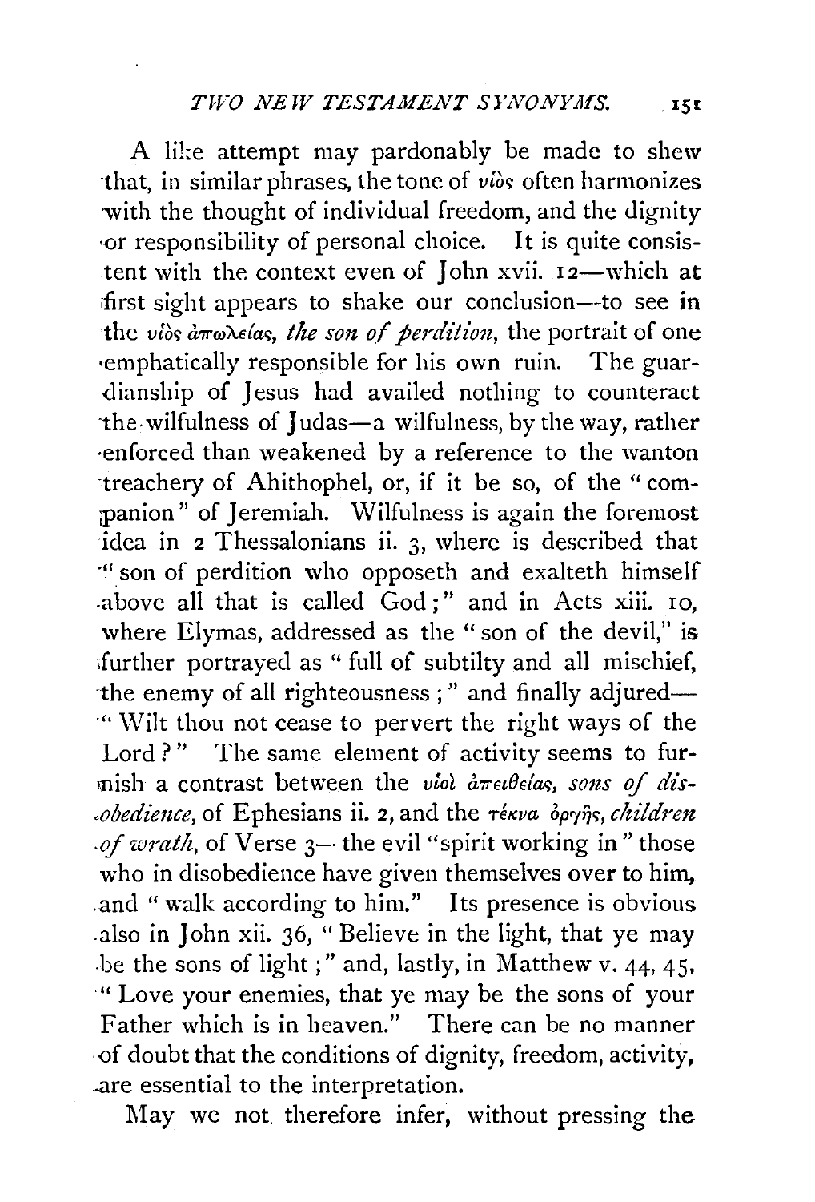A like attempt may pardonably be made to shew that, in similar phrases, the tone of υἱὸς often harmonizes with the thought of individual freedom, and the dignity or responsibility of personal choice. It is quite consistent with the context even of John xvii. 12—which at first sight appears to shake our conclusion—to see in the υἱὸς ἀπωλείας, *the son of perdition*, the portrait of one emphatically responsible for his own ruin. The guardianship of Jesus had availed nothing to counteract the wilfulness of Judas—a wilfulness, by the way, rather enforced than weakened by a reference to the wanton treachery of Ahithophel, or, if it be so, of the "companion" of Jeremiah. Wilfulness is again the foremost idea in 2 Thessalonians ii. 3, where is described that "son of perdition who opposeth and exalteth himself above all that is called God;" and in Acts xiii. 10, where Elymas, addressed as the "son of the devil," is further portrayed as "full of subtilty and all mischief, the enemy of all righteousness;" and finally adjured—"Wilt thou not cease to pervert the right ways of the Lord?" The same element of activity seems to furnish a contrast between the υἱοὶ ἀπειθείας, *sons of disobedience*, of Ephesians ii. 2, and the τέκνα ὀργῆς, *children of wrath*, of Verse 3—the evil "spirit working in" those who in disobedience have given themselves over to him, and "walk according to him." Its presence is obvious also in John xii. 36, "Believe in the light, that ye may be the sons of light;" and, lastly, in Matthew v. 44, 45, "Love your enemies, that ye may be the sons of your Father which is in heaven." There can be no manner of doubt that the conditions of dignity, freedom, activity, are essential to the interpretation.

May we not therefore infer, without pressing the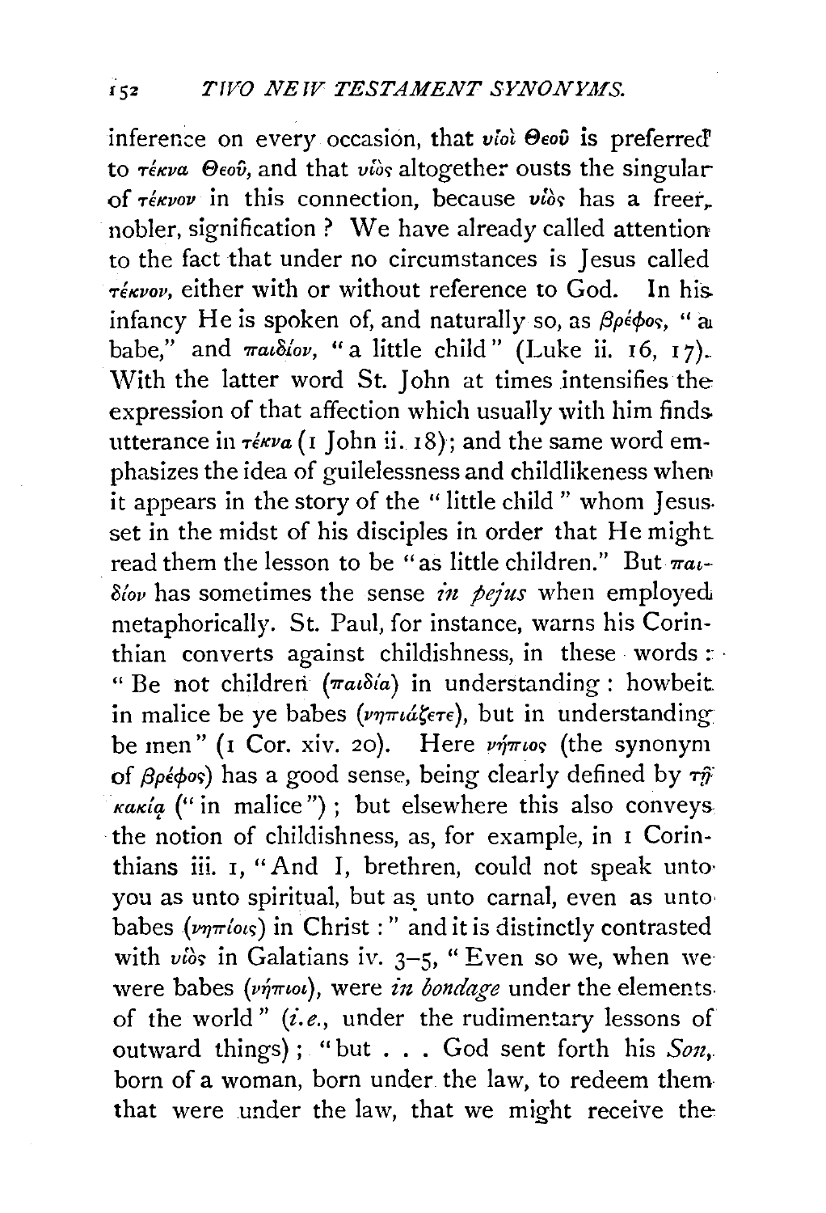inference on every occasion, that υἱοὶ Θεοῦ is preferred to τέκνα Θεοῦ, and that υἱὸς altogether ousts the singular of τέκνον in this connection, because υἱὸς has a freer, nobler, signification? We have already called attention to the fact that under no circumstances is Jesus called τέκνον, either with or without reference to God. In his infancy He is spoken of, and naturally so, as βρέφος, "a babe," and παιδίον, "a little child" (Luke ii. 16, 17). With the latter word St. John at times intensifies the expression of that affection which usually with him finds utterance in τέκνα (1 John ii. 18); and the same word emphasizes the idea of guilelessness and childlikeness when it appears in the story of the "little child" whom Jesus set in the midst of his disciples in order that He might read them the lesson to be "as little children." But παιδίον has sometimes the sense *in pejus* when employed metaphorically. St. Paul, for instance, warns his Corinthian converts against childishness, in these words: "Be not children (παιδία) in understanding: howbeit in malice be ye babes (νηπιάζετε), but in understanding be men" (1 Cor. xiv. 20). Here νήπιος (the synonym of βρέφος) has a good sense, being clearly defined by τῇ κακίᾳ ("in malice"); but elsewhere this also conveys the notion of childishness, as, for example, in 1 Corinthians iii. 1, "And I, brethren, could not speak unto you as unto spiritual, but as unto carnal, even as unto babes (νηπίοις) in Christ:" and it is distinctly contrasted with υἱὸς in Galatians iv. 3–5, "Even so we, when we were babes (νήπιοι), were *in bondage* under the elements of the world" (*i.e.*, under the rudimentary lessons of outward things); "but . . . God sent forth his *Son*, born of a woman, born under the law, to redeem them that were under the law, that we might receive the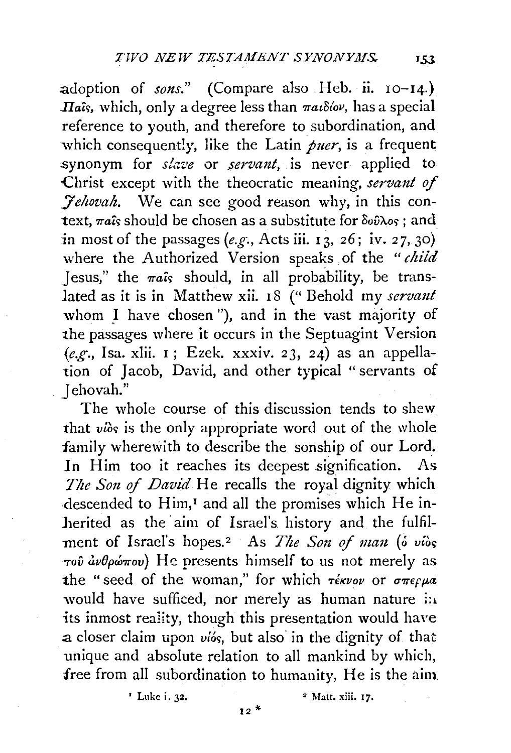adoption of *sons*." (Compare also Heb. ii. 10–14.) *Παῖς*, which, only a degree less than *παιδίον*, has a special reference to youth, and therefore to subordination, and which consequently, like the Latin *puer*, is a frequent synonym for *slave* or *servant*, is never applied to Christ except with the theocratic meaning, *servant of Jehovah*. We can see good reason why, in this context, *παῖς* should be chosen as a substitute for *δοῦλος*; and in most of the passages (*e.g.*, Acts iii. 13, 26; iv. 27, 30) where the Authorized Version speaks of the "*child* Jesus," the *παῖς* should, in all probability, be translated as it is in Matthew xii. 18 ("Behold my *servant* whom I have chosen"), and in the vast majority of the passages where it occurs in the Septuagint Version (*e.g.*, Isa. xlii. 1; Ezek. xxxiv. 23, 24) as an appellation of Jacob, David, and other typical "servants of Jehovah."

The whole course of this discussion tends to shew that *υἱὸς* is the only appropriate word out of the whole family wherewith to describe the sonship of our Lord. In Him too it reaches its deepest signification. As *The Son of David* He recalls the royal dignity which descended to Him,[1] and all the promises which He inherited as the aim of Israel's history and the fulfilment of Israel's hopes.[2] As *The Son of man* (*ὁ υἱὸς τοῦ ἀνθρώπου*) He presents himself to us not merely as the "seed of the woman," for which *τέκνον* or *σπέρμα* would have sufficed, nor merely as human nature in its inmost reality, though this presentation would have a closer claim upon *υἱός*, but also in the dignity of that unique and absolute relation to all mankind by which, free from all subordination to humanity, He is the aim

[1] Luke i. 32.

[2] Matt. xiii. 17.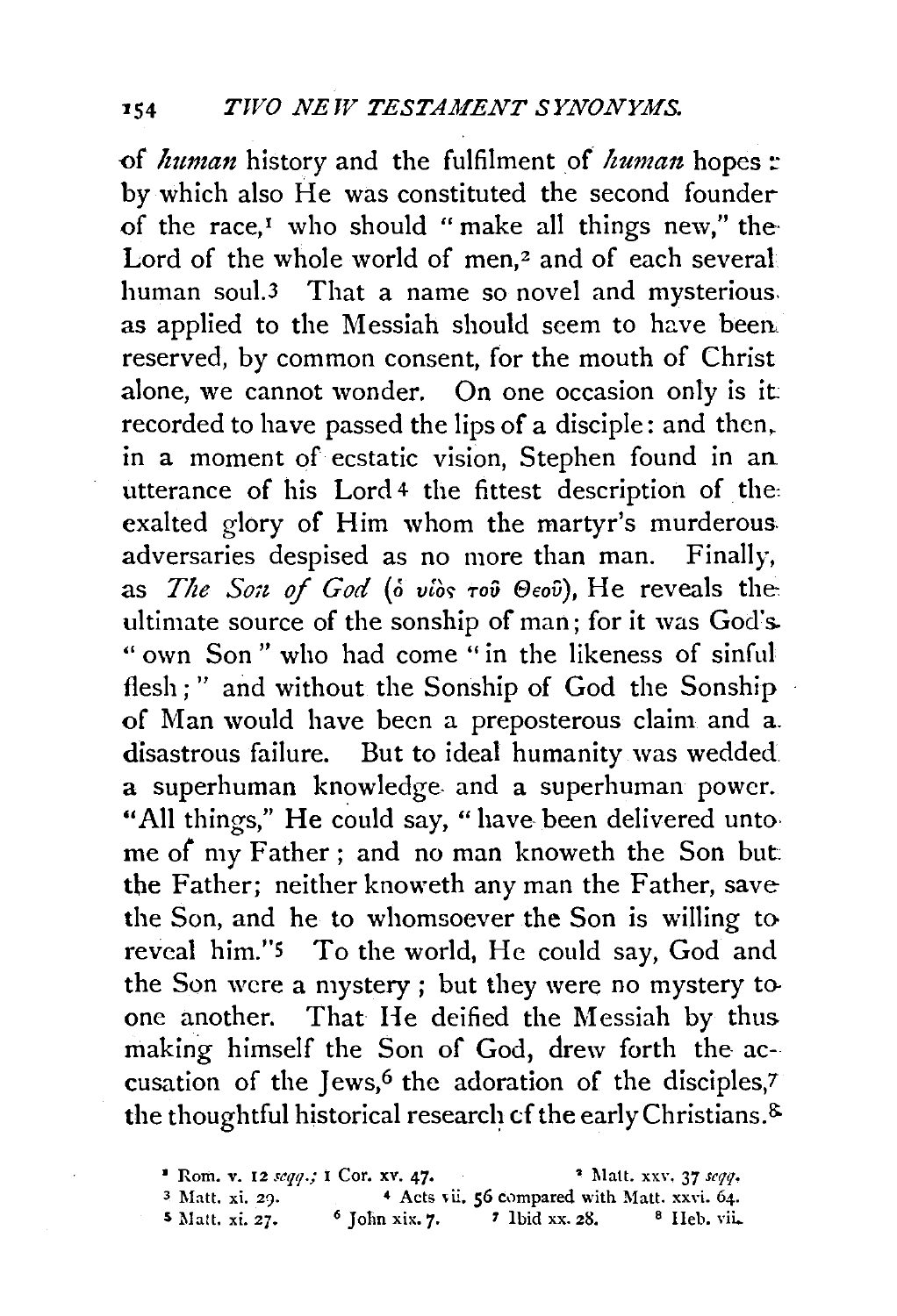of *human* history and the fulfilment of *human* hopes: by which also He was constituted the second founder of the race,[1] who should "make all things new," the Lord of the whole world of men,[2] and of each several human soul.[3] That a name so novel and mysterious as applied to the Messiah should seem to have been reserved, by common consent, for the mouth of Christ alone, we cannot wonder. On one occasion only is it recorded to have passed the lips of a disciple: and then, in a moment of ecstatic vision, Stephen found in an utterance of his Lord[4] the fittest description of the exalted glory of Him whom the martyr's murderous adversaries despised as no more than man. Finally, as *The Son of God* (ὁ υἱὸς τοῦ Θεοῦ), He reveals the ultimate source of the sonship of man; for it was God's "own Son" who had come "in the likeness of sinful flesh;" and without the Sonship of God the Sonship of Man would have been a preposterous claim and a disastrous failure. But to ideal humanity was wedded a superhuman knowledge and a superhuman power. "All things," He could say, "have been delivered unto me of my Father; and no man knoweth the Son but the Father; neither knoweth any man the Father, save the Son, and he to whomsoever the Son is willing to reveal him."[5] To the world, He could say, God and the Son were a mystery; but they were no mystery to one another. That He deified the Messiah by thus making himself the Son of God, drew forth the accusation of the Jews,[6] the adoration of the disciples,[7] the thoughtful historical research of the early Christians.[8]

[1] Rom. v. 12 *seqq.*; 1 Cor. xv. 47. [2] Matt. xxv. 37 *seqq.* [3] Matt. xi. 29. [4] Acts vii. 56 compared with Matt. xxvi. 64. [5] Matt. xi. 27. [6] John xix. 7. [7] Ibid xx. 28. [8] Heb. vii.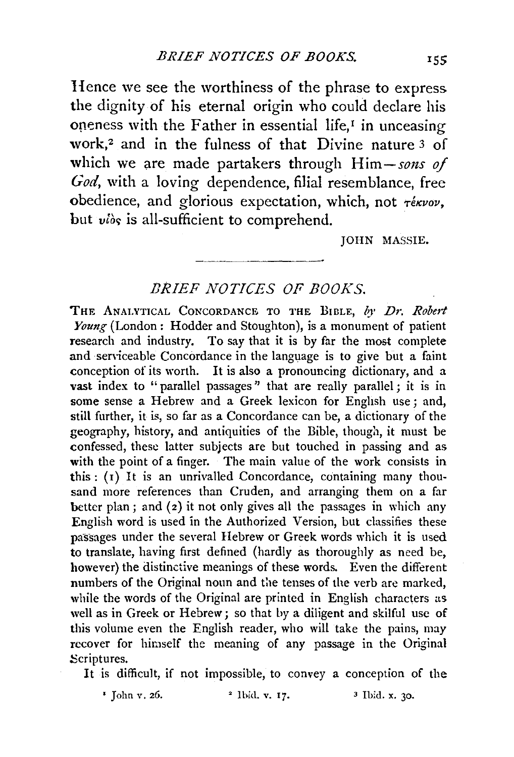Hence we see the worthiness of the phrase to express the dignity of his eternal origin who could declare his oneness with the Father in essential life,[1] in unceasing work,[2] and in the fulness of that Divine nature [3] of which we are made partakers through Him—*sons of God*, with a loving dependence, filial resemblance, free obedience, and glorious expectation, which, not τέκνον, but υἱὸς is all-sufficient to comprehend.

JOHN MASSIE.

---

## *BRIEF NOTICES OF BOOKS.*

THE ANALYTICAL CONCORDANCE TO THE BIBLE, *by Dr. Robert Young* (London: Hodder and Stoughton), is a monument of patient research and industry. To say that it is by far the most complete and serviceable Concordance in the language is to give but a faint conception of its worth. It is also a pronouncing dictionary, and a vast index to "parallel passages" that are really parallel; it is in some sense a Hebrew and a Greek lexicon for English use; and, still further, it is, so far as a Concordance can be, a dictionary of the geography, history, and antiquities of the Bible, though, it must be confessed, these latter subjects are but touched in passing and as with the point of a finger. The main value of the work consists in this: (1) It is an unrivalled Concordance, containing many thousand more references than Cruden, and arranging them on a far better plan; and (2) it not only gives all the passages in which any English word is used in the Authorized Version, but classifies these passages under the several Hebrew or Greek words which it is used to translate, having first defined (hardly as thoroughly as need be, however) the distinctive meanings of these words. Even the different numbers of the Original noun and the tenses of the verb are marked, while the words of the Original are printed in English characters as well as in Greek or Hebrew; so that by a diligent and skilful use of this volume even the English reader, who will take the pains, may recover for himself the meaning of any passage in the Original Scriptures.

It is difficult, if not impossible, to convey a conception of the

[1] John v. 26. [2] Ibid. v. 17. [3] Ibid. x. 30.